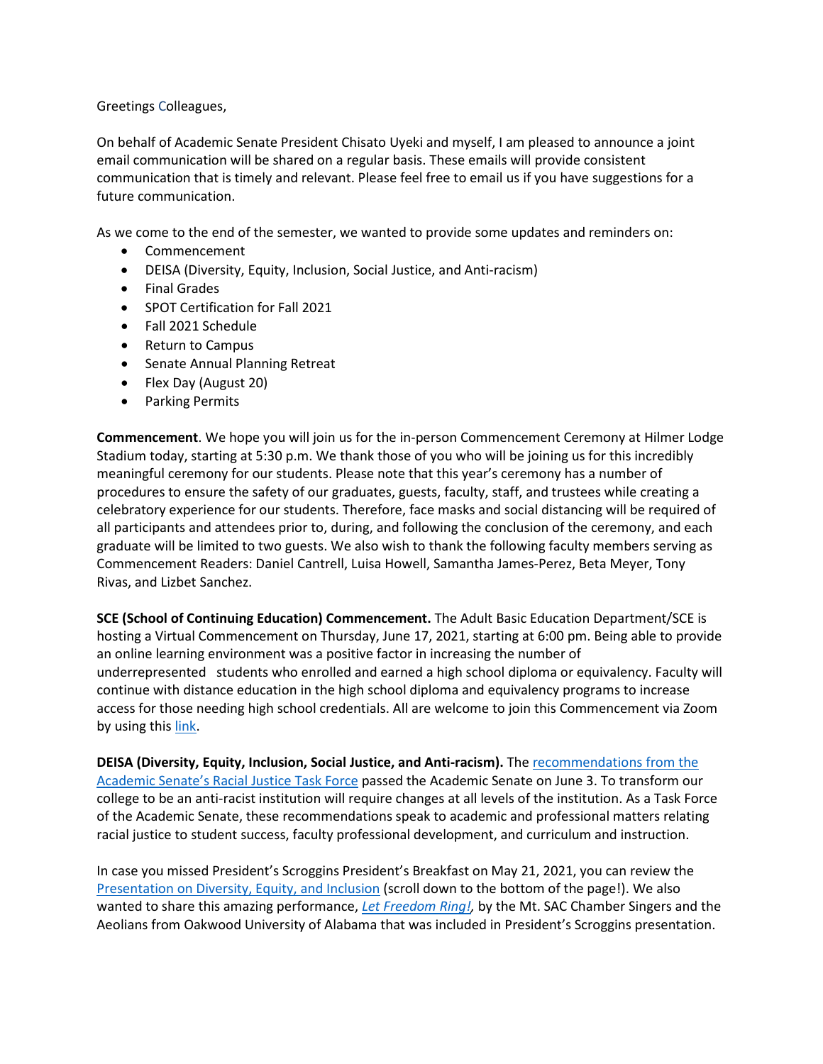Greetings Colleagues,

On behalf of Academic Senate President Chisato Uyeki and myself, I am pleased to announce a joint email communication will be shared on a regular basis. These emails will provide consistent communication that is timely and relevant. Please feel free to email us if you have suggestions for a future communication.

As we come to the end of the semester, we wanted to provide some updates and reminders on:

- Commencement
- DEISA (Diversity, Equity, Inclusion, Social Justice, and Anti-racism)
- Final Grades
- SPOT Certification for Fall 2021
- Fall 2021 Schedule
- Return to Campus
- Senate Annual Planning Retreat
- Flex Day (August 20)
- Parking Permits

**Commencement**. We hope you will join us for the in-person Commencement Ceremony at Hilmer Lodge Stadium today, starting at 5:30 p.m. We thank those of you who will be joining us for this incredibly meaningful ceremony for our students. Please note that this year's ceremony has a number of procedures to ensure the safety of our graduates, guests, faculty, staff, and trustees while creating a celebratory experience for our students. Therefore, face masks and social distancing will be required of all participants and attendees prior to, during, and following the conclusion of the ceremony, and each graduate will be limited to two guests. We also wish to thank the following faculty members serving as Commencement Readers: Daniel Cantrell, Luisa Howell, Samantha James-Perez, Beta Meyer, Tony Rivas, and Lizbet Sanchez.

**SCE (School of Continuing Education) Commencement.** The Adult Basic Education Department/SCE is hosting a Virtual Commencement on Thursday, June 17, 2021, starting at 6:00 pm. Being able to provide an online learning environment was a positive factor in increasing the number of underrepresented students who enrolled and earned a high school diploma or equivalency. Faculty will continue with distance education in the high school diploma and equivalency programs to increase access for those needing high school credentials. All are welcome to join this Commencement via Zoom by using this link.

**DEISA (Diversity, Equity, Inclusion, Social Justice, and Anti-racism).** The recommendations from the Academic Senate's Racial Justice Task Force passed the Academic Senate on June 3. To transform our college to be an anti-racist institution will require changes at all levels of the institution. As a Task Force of the Academic Senate, these recommendations speak to academic and professional matters relating racial justice to student success, faculty professional development, and curriculum and instruction.

In case you missed President's Scroggins President's Breakfast on May 21, 2021, you can review the Presentation on Diversity, Equity, and Inclusion (scroll down to the bottom of the page!). We also wanted to share this amazing performance, *Let Freedom Ring!*, by the Mt. SAC Chamber Singers and the Aeolians from Oakwood University of Alabama that was included in President's Scroggins presentation.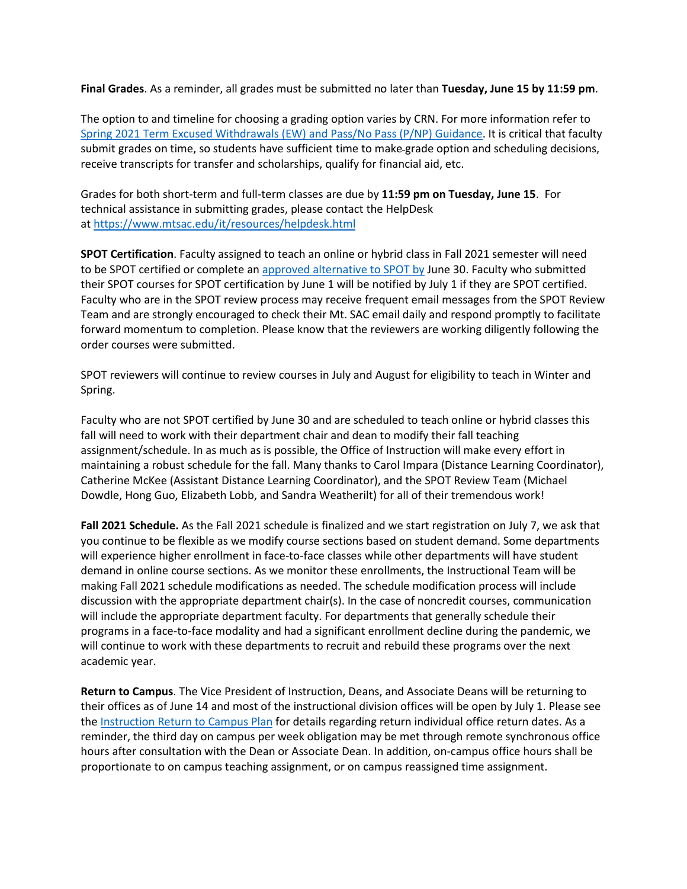**Final Grades**. As a reminder, all grades must be submitted no later than **Tuesday, June 15 by 11:59 pm**.

The option to and timeline for choosing a grading option varies by CRN. For more information refer to [Spring 2021 Term Excused Withdrawals (EW) and Pass/No Pass (P/NP) Guidance](). It is critical that faculty submit grades on time, so students have sufficient time to make grade option and scheduling decisions, receive transcripts for transfer and scholarships, qualify for financial aid, etc.

Grades for both short-term and full-term classes are due by **11:59 pm on Tuesday, June 15**. For technical assistance in submitting grades, please contact the HelpDesk at https://www.mtsac.edu/it/resources/helpdesk.html

**SPOT Certification**. Faculty assigned to teach an online or hybrid class in Fall 2021 semester will need to be SPOT certified or complete an [approved alternative to SPOT by]() June 30. Faculty who submitted their SPOT courses for SPOT certification by June 1 will be notified by July 1 if they are SPOT certified. Faculty who are in the SPOT review process may receive frequent email messages from the SPOT Review Team and are strongly encouraged to check their Mt. SAC email daily and respond promptly to facilitate forward momentum to completion. Please know that the reviewers are working diligently following the order courses were submitted.

SPOT reviewers will continue to review courses in July and August for eligibility to teach in Winter and Spring.

Faculty who are not SPOT certified by June 30 and are scheduled to teach online or hybrid classes this fall will need to work with their department chair and dean to modify their fall teaching assignment/schedule. In as much as is possible, the Office of Instruction will make every effort in maintaining a robust schedule for the fall. Many thanks to Carol Impara (Distance Learning Coordinator), Catherine McKee (Assistant Distance Learning Coordinator), and the SPOT Review Team (Michael Dowdle, Hong Guo, Elizabeth Lobb, and Sandra Weatherilt) for all of their tremendous work!

**Fall 2021 Schedule.** As the Fall 2021 schedule is finalized and we start registration on July 7, we ask that you continue to be flexible as we modify course sections based on student demand. Some departments will experience higher enrollment in face-to-face classes while other departments will have student demand in online course sections. As we monitor these enrollments, the Instructional Team will be making Fall 2021 schedule modifications as needed. The schedule modification process will include discussion with the appropriate department chair(s). In the case of noncredit courses, communication will include the appropriate department faculty. For departments that generally schedule their programs in a face-to-face modality and had a significant enrollment decline during the pandemic, we will continue to work with these departments to recruit and rebuild these programs over the next academic year.

**Return to Campus**. The Vice President of Instruction, Deans, and Associate Deans will be returning to their offices as of June 14 and most of the instructional division offices will be open by July 1. Please see the [Instruction Return to Campus Plan]() for details regarding return individual office return dates. As a reminder, the third day on campus per week obligation may be met through remote synchronous office hours after consultation with the Dean or Associate Dean. In addition, on-campus office hours shall be proportionate to on campus teaching assignment, or on campus reassigned time assignment.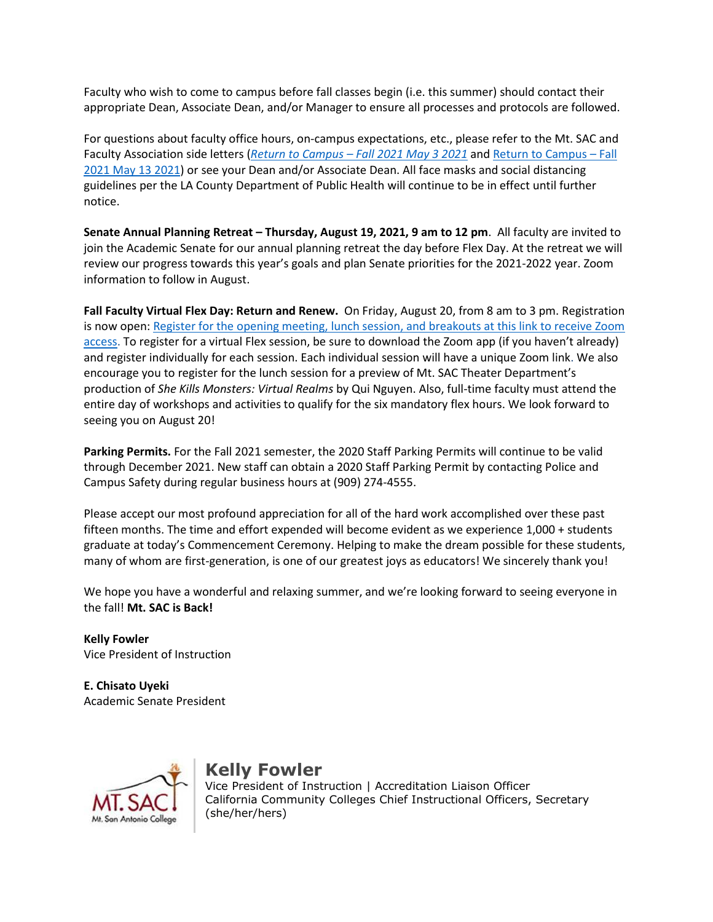Faculty who wish to come to campus before fall classes begin (i.e. this summer) should contact their appropriate Dean, Associate Dean, and/or Manager to ensure all processes and protocols are followed.

For questions about faculty office hours, on-campus expectations, etc., please refer to the Mt. SAC and Faculty Association side letters (*Return to Campus – Fall 2021 May 3 2021* and Return to Campus – Fall 2021 May 13 2021) or see your Dean and/or Associate Dean. All face masks and social distancing guidelines per the LA County Department of Public Health will continue to be in effect until further notice.

**Senate Annual Planning Retreat – Thursday, August 19, 2021, 9 am to 12 pm**. All faculty are invited to join the Academic Senate for our annual planning retreat the day before Flex Day. At the retreat we will review our progress towards this year's goals and plan Senate priorities for the 2021-2022 year. Zoom information to follow in August.

**Fall Faculty Virtual Flex Day: Return and Renew.** On Friday, August 20, from 8 am to 3 pm. Registration is now open: Register for the opening meeting, lunch session, and breakouts at this link to receive Zoom access. To register for a virtual Flex session, be sure to download the Zoom app (if you haven't already) and register individually for each session. Each individual session will have a unique Zoom link. We also encourage you to register for the lunch session for a preview of Mt. SAC Theater Department's production of *She Kills Monsters: Virtual Realms* by Qui Nguyen. Also, full-time faculty must attend the entire day of workshops and activities to qualify for the six mandatory flex hours. We look forward to seeing you on August 20!

**Parking Permits.** For the Fall 2021 semester, the 2020 Staff Parking Permits will continue to be valid through December 2021. New staff can obtain a 2020 Staff Parking Permit by contacting Police and Campus Safety during regular business hours at (909) 274-4555.

Please accept our most profound appreciation for all of the hard work accomplished over these past fifteen months. The time and effort expended will become evident as we experience 1,000 + students graduate at today's Commencement Ceremony. Helping to make the dream possible for these students, many of whom are first-generation, is one of our greatest joys as educators! We sincerely thank you!

We hope you have a wonderful and relaxing summer, and we're looking forward to seeing everyone in the fall! **Mt. SAC is Back!**

**Kelly Fowler**
Vice President of Instruction

**E. Chisato Uyeki**
Academic Senate President

**Kelly Fowler**
Vice President of Instruction | Accreditation Liaison Officer
California Community Colleges Chief Instructional Officers, Secretary
(she/her/hers)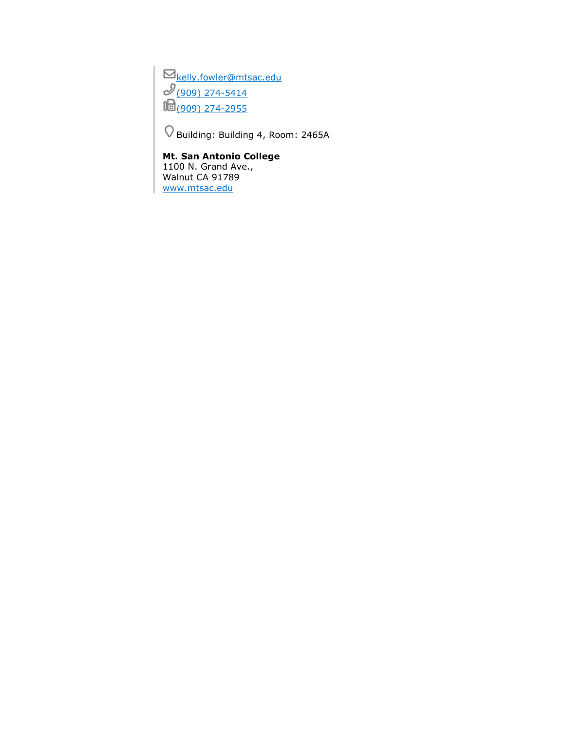kelly.fowler@mtsac.edu
(909) 274-5414
(909) 274-2955

Building: Building 4, Room: 2465A

**Mt. San Antonio College**
1100 N. Grand Ave.,
Walnut CA 91789
www.mtsac.edu